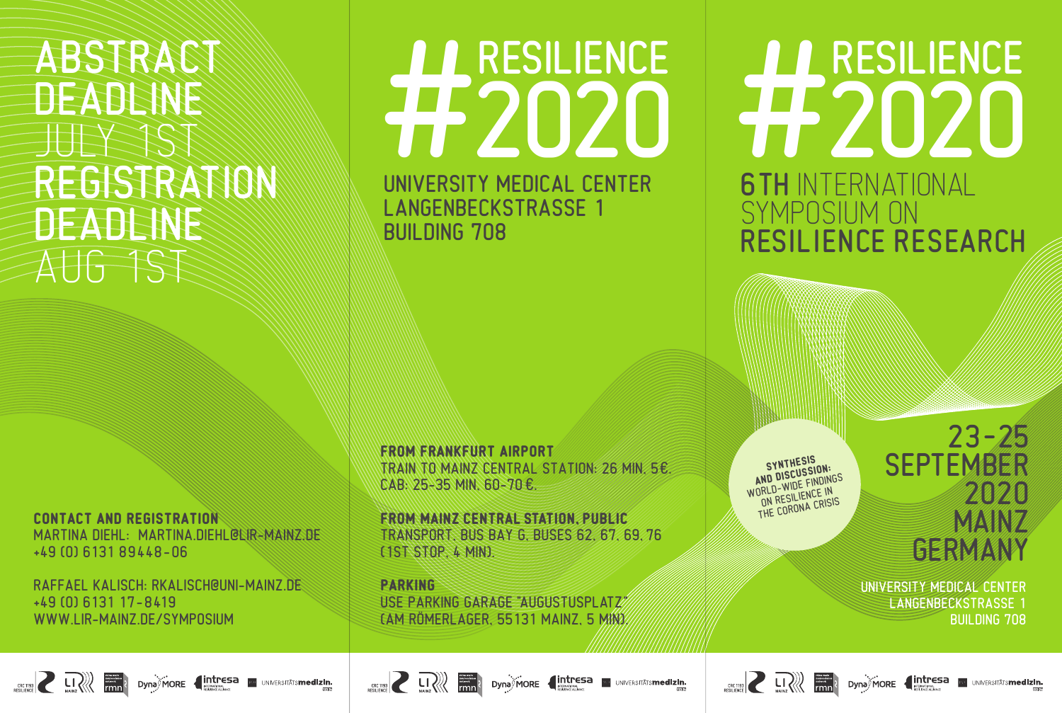# ABSTRACT DEADLINE

JULY 1ST

# REGISTRATION DEADLINE

AUG 1ST

**CONTACT AND REGISTRATION**

MARTINA DIEHL: MARTINA.DIEHL@LIR-MAINZ.DE
+49 (0) 6131 89448-06

RAFFAEL KALISCH: RKALISCH@UNI-MAINZ.DE
+49 (0) 6131 17-8419
WWW.LIR-MAINZ.DE/SYMPOSIUM

# #RESILIENCE 2020

UNIVERSITY MEDICAL CENTER
LANGENBECKSTRASSE 1
BUILDING 708

**FROM FRANKFURT AIRPORT**

TRAIN TO MAINZ CENTRAL STATION: 26 MIN, 5€.
CAB: 25-35 MIN, 60-70 €.

**FROM MAINZ CENTRAL STATION, PUBLIC**
TRANSPORT, BUS BAY G, BUSES 62, 67, 69, 76
(1ST STOP, 4 MIN).

**PARKING**

USE PARKING GARAGE "AUGUSTUSPLATZ"
(AM RÖMERLAGER, 55131 MAINZ, 5 MIN).

# #RESILIENCE 2020

## 6TH INTERNATIONAL SYMPOSIUM ON RESILIENCE RESEARCH

**SYNTHESIS AND DISCUSSION:**
WORLD-WIDE FINDINGS ON RESILIENCE IN THE CORONA CRISIS

23-25 SEPTEMBER 2020
MAINZ
GERMANY

UNIVERSITY MEDICAL CENTER
LANGENBECKSTRASSE 1
BUILDING 708

CRC 1193 RESILIENCE | LIR MAINZ | rmn | DynaMORE | intresa INTERNATIONAL RESILIENCE ALLIANCE | UNIVERSITÄTSmedizin MAINZ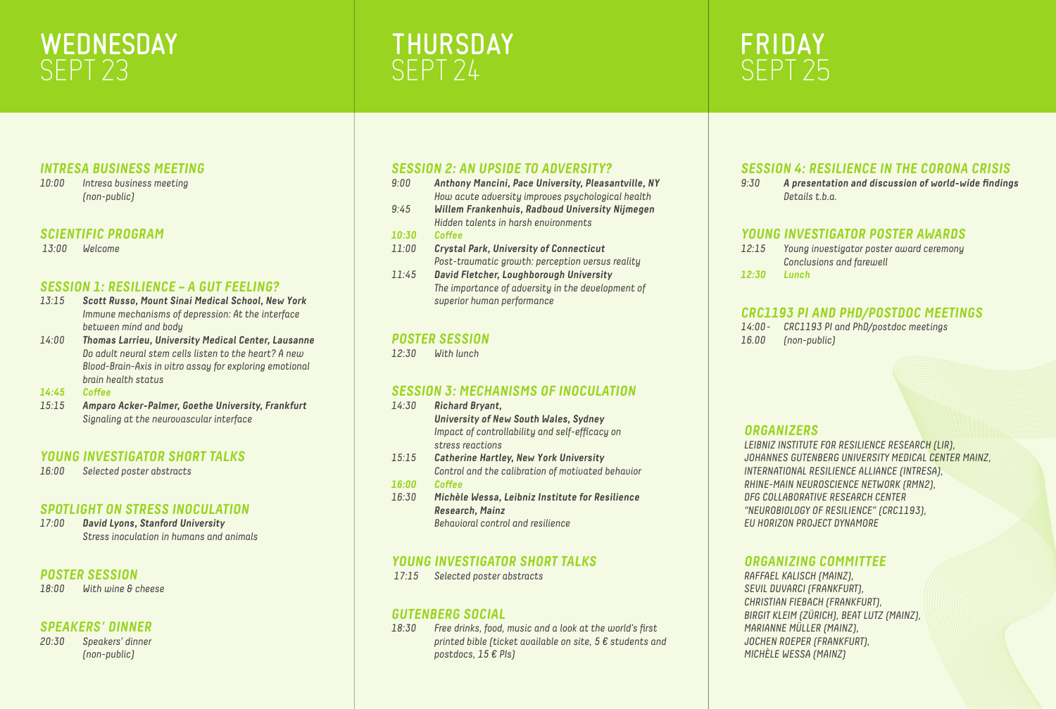# WEDNESDAY SEPT 23

### *INTRESA BUSINESS MEETING*

*10:00* *Intresa business meeting (non-public)*

### *SCIENTIFIC PROGRAM*

*13:00* *Welcome*

### *SESSION 1: RESILIENCE – A GUT FEELING?*

*13:15* ***Scott Russo, Mount Sinai Medical School, New York***
*Immune mechanisms of depression: At the interface between mind and body*

*14:00* ***Thomas Larrieu, University Medical Center, Lausanne***
*Do adult neural stem cells listen to the heart? A new Blood-Brain-Axis in vitro assay for exploring emotional brain health status*

*14:45* *Coffee*

*15:15* ***Amparo Acker-Palmer, Goethe University, Frankfurt***
*Signaling at the neurovascular interface*

### *YOUNG INVESTIGATOR SHORT TALKS*

*16:00* *Selected poster abstracts*

### *SPOTLIGHT ON STRESS INOCULATION*

*17:00* ***David Lyons, Stanford University***
*Stress inoculation in humans and animals*

### *POSTER SESSION*

*18:00* *With wine & cheese*

### *SPEAKERS' DINNER*

*20:30* *Speakers' dinner (non-public)*

# THURSDAY SEPT 24

### *SESSION 2: AN UPSIDE TO ADVERSITY?*

*9:00* ***Anthony Mancini, Pace University, Pleasantville, NY***
*How acute adversity improves psychological health*

*9:45* ***Willem Frankenhuis, Radboud University Nijmegen***
*Hidden talents in harsh environments*

*10:30* *Coffee*

*11:00* ***Crystal Park, University of Connecticut***
*Post-traumatic growth: perception versus reality*

*11:45* ***David Fletcher, Loughborough University***
*The importance of adversity in the development of superior human performance*

### *POSTER SESSION*

*12:30* *With lunch*

### *SESSION 3: MECHANISMS OF INOCULATION*

*14:30* ***Richard Bryant, University of New South Wales, Sydney***
*Impact of controllability and self-efficacy on stress reactions*

*15:15* ***Catherine Hartley, New York University***
*Control and the calibration of motivated behavior*

*16:00* *Coffee*

*16:30* ***Michèle Wessa, Leibniz Institute for Resilience Research, Mainz***
*Behavioral control and resilience*

### *YOUNG INVESTIGATOR SHORT TALKS*

*17:15* *Selected poster abstracts*

### *GUTENBERG SOCIAL*

*18:30* *Free drinks, food, music and a look at the world's first printed bible (ticket available on site, 5 € students and postdocs, 15 € PIs)*

# FRIDAY SEPT 25

### *SESSION 4: RESILIENCE IN THE CORONA CRISIS*

*9:30* ***A presentation and discussion of world-wide findings***
*Details t.b.a.*

### *YOUNG INVESTIGATOR POSTER AWARDS*

*12:15* *Young investigator poster award ceremony*
*Conclusions and farewell*

*12:30* *Lunch*

### *CRC1193 PI AND PHD/POSTDOC MEETINGS*

*14:00-16.00* *CRC1193 PI and PhD/postdoc meetings (non-public)*

### *ORGANIZERS*

*LEIBNIZ INSTITUTE FOR RESILIENCE RESEARCH (LIR),*
*JOHANNES GUTENBERG UNIVERSITY MEDICAL CENTER MAINZ,*
*INTERNATIONAL RESILIENCE ALLIANCE (INTRESA),*
*RHINE-MAIN NEUROSCIENCE NETWORK (RMN2),*
*DFG COLLABORATIVE RESEARCH CENTER "NEUROBIOLOGY OF RESILIENCE" (CRC1193),*
*EU HORIZON PROJECT DYNAMORE*

### *ORGANIZING COMMITTEE*

*RAFFAEL KALISCH (MAINZ),*
*SEVIL DUVARCI (FRANKFURT),*
*CHRISTIAN FIEBACH (FRANKFURT),*
*BIRGIT KLEIM (ZÜRICH), BEAT LUTZ (MAINZ),*
*MARIANNE MÜLLER (MAINZ),*
*JOCHEN ROEPER (FRANKFURT),*
*MICHÈLE WESSA (MAINZ)*